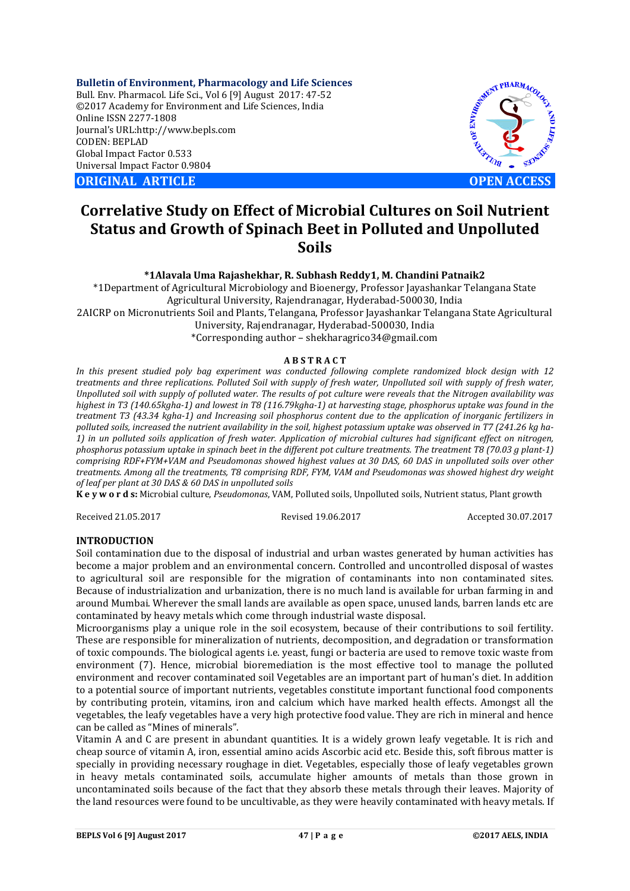**Bulletin of Environment, Pharmacology and Life Sciences**
Bull. Env. Pharmacol. Life Sci., Vol 6 [9] August 2017: 47-52
©2017 Academy for Environment and Life Sciences, India
Online ISSN 2277-1808
Journal's URL:http://www.bepls.com
CODEN: BEPLAD
Global Impact Factor 0.533
Universal Impact Factor 0.9804

**ORIGINAL ARTICLE** **OPEN ACCESS**

# Correlative Study on Effect of Microbial Cultures on Soil Nutrient Status and Growth of Spinach Beet in Polluted and Unpolluted Soils

**\*1Alavala Uma Rajashekhar, R. Subhash Reddy1, M. Chandini Patnaik2**

\*1Department of Agricultural Microbiology and Bioenergy, Professor Jayashankar Telangana State Agricultural University, Rajendranagar, Hyderabad-500030, India
2AICRP on Micronutrients Soil and Plants, Telangana, Professor Jayashankar Telangana State Agricultural University, Rajendranagar, Hyderabad-500030, India
\*Corresponding author – shekharagrico34@gmail.com

**ABSTRACT**

*In this present studied poly bag experiment was conducted following complete randomized block design with 12 treatments and three replications. Polluted Soil with supply of fresh water, Unpolluted soil with supply of fresh water, Unpolluted soil with supply of polluted water. The results of pot culture were reveals that the Nitrogen availability was highest in T3 (140.65kgha-1) and lowest in T8 (116.79kgha-1) at harvesting stage, phosphorus uptake was found in the treatment T3 (43.34 kgha-1) and Increasing soil phosphorus content due to the application of inorganic fertilizers in polluted soils, increased the nutrient availability in the soil, highest potassium uptake was observed in T7 (241.26 kg ha-1) in un polluted soils application of fresh water. Application of microbial cultures had significant effect on nitrogen, phosphorus potassium uptake in spinach beet in the different pot culture treatments. The treatment T8 (70.03 g plant-1) comprising RDF+FYM+VAM and Pseudomonas showed highest values at 30 DAS, 60 DAS in unpolluted soils over other treatments. Among all the treatments, T8 comprising RDF, FYM, VAM and Pseudomonas was showed highest dry weight of leaf per plant at 30 DAS & 60 DAS in unpolluted soils*

**Keywords:** Microbial culture, *Pseudomonas*, VAM, Polluted soils, Unpolluted soils, Nutrient status, Plant growth

Received 21.05.2017 Revised 19.06.2017 Accepted 30.07.2017

## INTRODUCTION

Soil contamination due to the disposal of industrial and urban wastes generated by human activities has become a major problem and an environmental concern. Controlled and uncontrolled disposal of wastes to agricultural soil are responsible for the migration of contaminants into non contaminated sites. Because of industrialization and urbanization, there is no much land is available for urban farming in and around Mumbai. Wherever the small lands are available as open space, unused lands, barren lands etc are contaminated by heavy metals which come through industrial waste disposal.

Microorganisms play a unique role in the soil ecosystem, because of their contributions to soil fertility. These are responsible for mineralization of nutrients, decomposition, and degradation or transformation of toxic compounds. The biological agents i.e. yeast, fungi or bacteria are used to remove toxic waste from environment (7). Hence, microbial bioremediation is the most effective tool to manage the polluted environment and recover contaminated soil Vegetables are an important part of human's diet. In addition to a potential source of important nutrients, vegetables constitute important functional food components by contributing protein, vitamins, iron and calcium which have marked health effects. Amongst all the vegetables, the leafy vegetables have a very high protective food value. They are rich in mineral and hence can be called as "Mines of minerals".

Vitamin A and C are present in abundant quantities. It is a widely grown leafy vegetable. It is rich and cheap source of vitamin A, iron, essential amino acids Ascorbic acid etc. Beside this, soft fibrous matter is specially in providing necessary roughage in diet. Vegetables, especially those of leafy vegetables grown in heavy metals contaminated soils, accumulate higher amounts of metals than those grown in uncontaminated soils because of the fact that they absorb these metals through their leaves. Majority of the land resources were found to be uncultivable, as they were heavily contaminated with heavy metals. If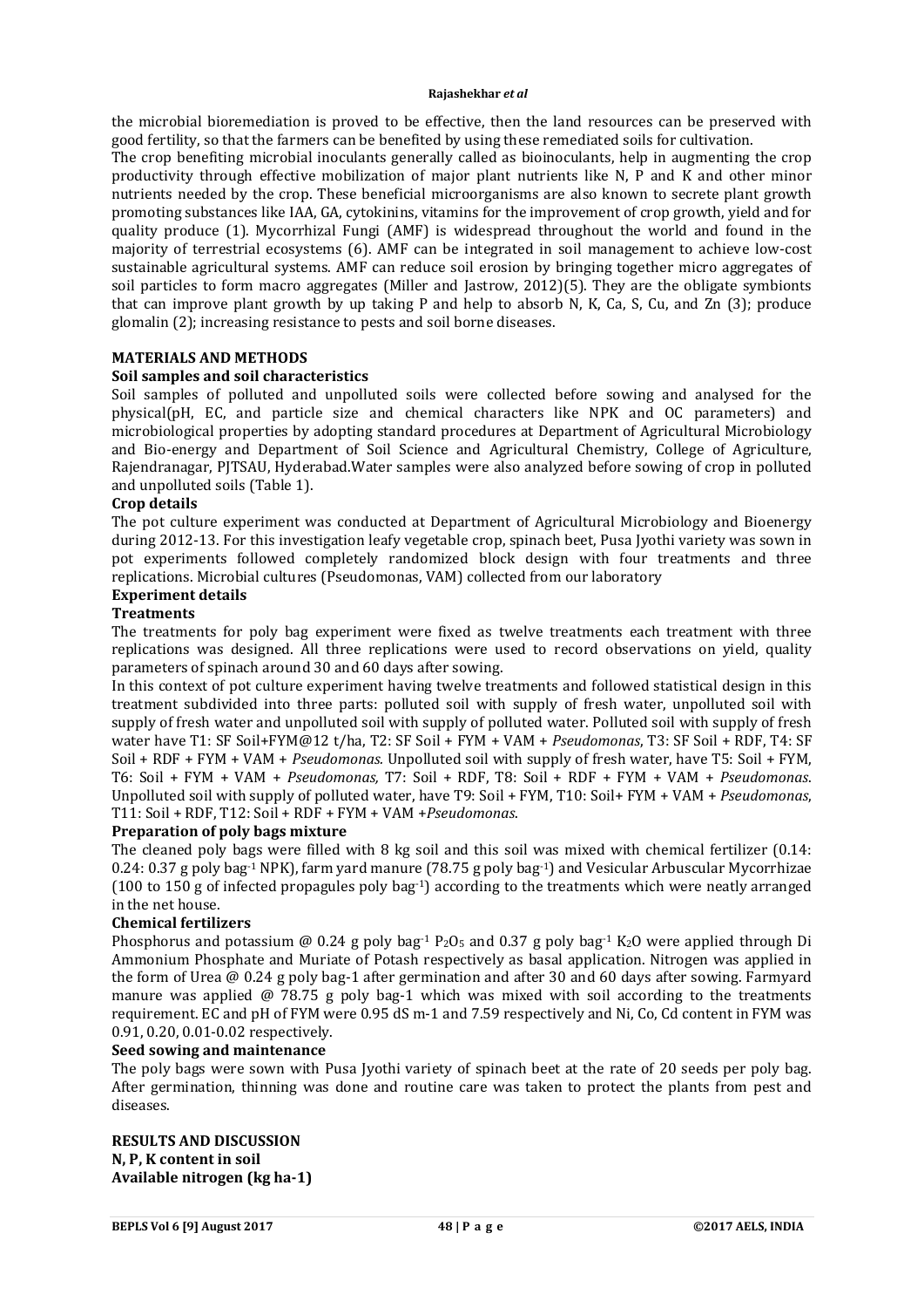the microbial bioremediation is proved to be effective, then the land resources can be preserved with good fertility, so that the farmers can be benefited by using these remediated soils for cultivation.

The crop benefiting microbial inoculants generally called as bioinoculants, help in augmenting the crop productivity through effective mobilization of major plant nutrients like N, P and K and other minor nutrients needed by the crop. These beneficial microorganisms are also known to secrete plant growth promoting substances like IAA, GA, cytokinins, vitamins for the improvement of crop growth, yield and for quality produce (1). Mycorrhizal Fungi (AMF) is widespread throughout the world and found in the majority of terrestrial ecosystems (6). AMF can be integrated in soil management to achieve low-cost sustainable agricultural systems. AMF can reduce soil erosion by bringing together micro aggregates of soil particles to form macro aggregates (Miller and Jastrow, 2012)(5). They are the obligate symbionts that can improve plant growth by up taking P and help to absorb N, K, Ca, S, Cu, and Zn (3); produce glomalin (2); increasing resistance to pests and soil borne diseases.

## MATERIALS AND METHODS

### Soil samples and soil characteristics

Soil samples of polluted and unpolluted soils were collected before sowing and analysed for the physical(pH, EC, and particle size and chemical characters like NPK and OC parameters) and microbiological properties by adopting standard procedures at Department of Agricultural Microbiology and Bio-energy and Department of Soil Science and Agricultural Chemistry, College of Agriculture, Rajendranagar, PJTSAU, Hyderabad.Water samples were also analyzed before sowing of crop in polluted and unpolluted soils (Table 1).

### Crop details

The pot culture experiment was conducted at Department of Agricultural Microbiology and Bioenergy during 2012-13. For this investigation leafy vegetable crop, spinach beet, Pusa Jyothi variety was sown in pot experiments followed completely randomized block design with four treatments and three replications. Microbial cultures (Pseudomonas, VAM) collected from our laboratory

### Experiment details

### Treatments

The treatments for poly bag experiment were fixed as twelve treatments each treatment with three replications was designed. All three replications were used to record observations on yield, quality parameters of spinach around 30 and 60 days after sowing.

In this context of pot culture experiment having twelve treatments and followed statistical design in this treatment subdivided into three parts: polluted soil with supply of fresh water, unpolluted soil with supply of fresh water and unpolluted soil with supply of polluted water. Polluted soil with supply of fresh water have T1: SF Soil+FYM@12 t/ha, T2: SF Soil + FYM + VAM + *Pseudomonas*, T3: SF Soil + RDF, T4: SF Soil + RDF + FYM + VAM + *Pseudomonas.* Unpolluted soil with supply of fresh water, have T5: Soil + FYM, T6: Soil + FYM + VAM + *Pseudomonas,* T7: Soil + RDF, T8: Soil + RDF + FYM + VAM + *Pseudomonas*. Unpolluted soil with supply of polluted water, have T9: Soil + FYM, T10: Soil+ FYM + VAM + *Pseudomonas*, T11: Soil + RDF, T12: Soil + RDF + FYM + VAM +*Pseudomonas*.

### Preparation of poly bags mixture

The cleaned poly bags were filled with 8 kg soil and this soil was mixed with chemical fertilizer (0.14: 0.24: 0.37 g poly bag$^{-1}$ NPK), farm yard manure (78.75 g poly bag$^{-1}$) and Vesicular Arbuscular Mycorrhizae (100 to 150 g of infected propagules poly bag$^{-1}$) according to the treatments which were neatly arranged in the net house.

### Chemical fertilizers

Phosphorus and potassium @ 0.24 g poly bag$^{-1}$ $P_2O_5$ and 0.37 g poly bag$^{-1}$ $K_2O$ were applied through Di Ammonium Phosphate and Muriate of Potash respectively as basal application. Nitrogen was applied in the form of Urea @ 0.24 g poly bag-1 after germination and after 30 and 60 days after sowing. Farmyard manure was applied @ 78.75 g poly bag-1 which was mixed with soil according to the treatments requirement. EC and pH of FYM were 0.95 dS m-1 and 7.59 respectively and Ni, Co, Cd content in FYM was 0.91, 0.20, 0.01-0.02 respectively.

### Seed sowing and maintenance

The poly bags were sown with Pusa Jyothi variety of spinach beet at the rate of 20 seeds per poly bag. After germination, thinning was done and routine care was taken to protect the plants from pest and diseases.

## RESULTS AND DISCUSSION

### N, P, K content in soil

### Available nitrogen (kg ha-1)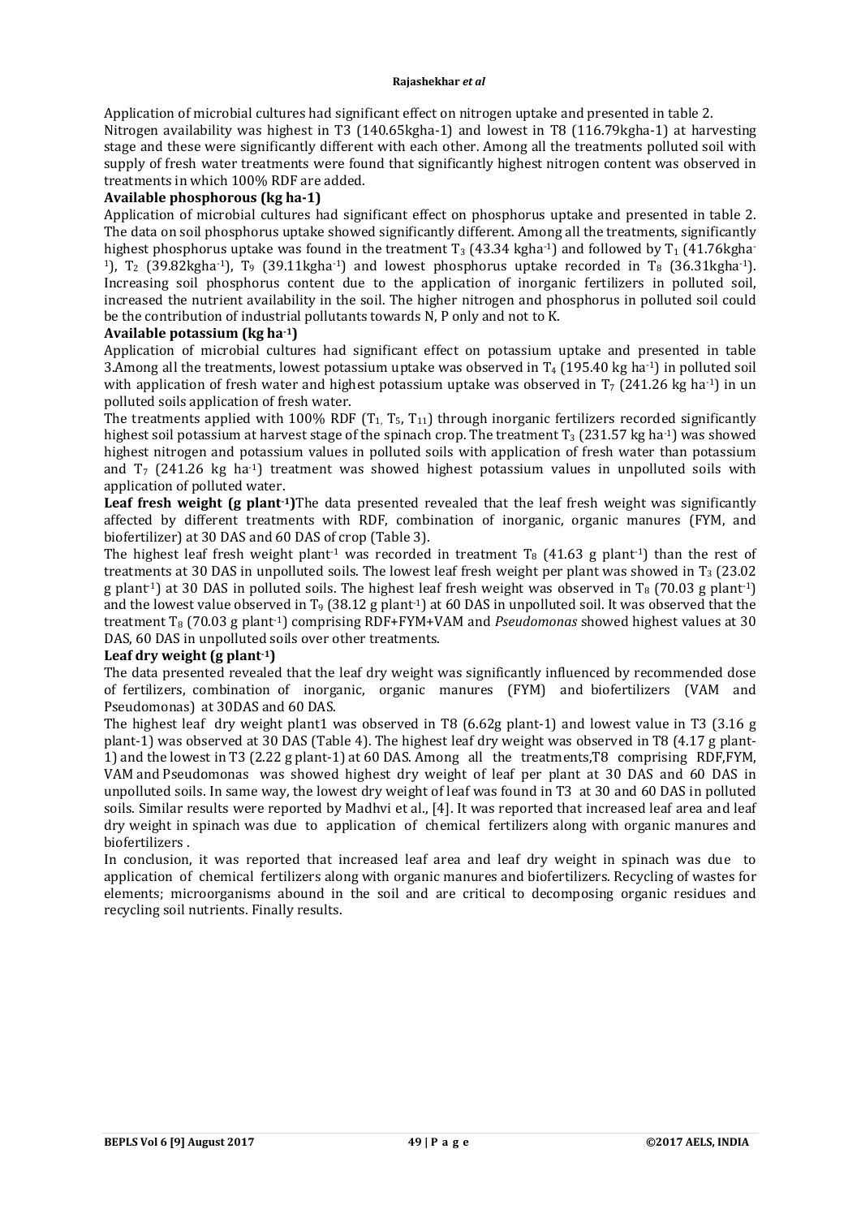Application of microbial cultures had significant effect on nitrogen uptake and presented in table 2.

Nitrogen availability was highest in T3 (140.65kgha-1) and lowest in T8 (116.79kgha-1) at harvesting stage and these were significantly different with each other. Among all the treatments polluted soil with supply of fresh water treatments were found that significantly highest nitrogen content was observed in treatments in which 100% RDF are added.

### Available phosphorous (kg ha-1)

Application of microbial cultures had significant effect on phosphorus uptake and presented in table 2. The data on soil phosphorus uptake showed significantly different. Among all the treatments, significantly highest phosphorus uptake was found in the treatment $T_3$ (43.34 kgha$^{-1}$) and followed by $T_1$ (41.76kgha$^{-1}$), $T_2$ (39.82kgha$^{-1}$), $T_9$ (39.11kgha$^{-1}$) and lowest phosphorus uptake recorded in $T_8$ (36.31kgha$^{-1}$). Increasing soil phosphorus content due to the application of inorganic fertilizers in polluted soil, increased the nutrient availability in the soil. The higher nitrogen and phosphorus in polluted soil could be the contribution of industrial pollutants towards N, P only and not to K.

### Available potassium (kg ha$^{-1}$)

Application of microbial cultures had significant effect on potassium uptake and presented in table 3.Among all the treatments, lowest potassium uptake was observed in $T_4$ (195.40 kg ha$^{-1}$) in polluted soil with application of fresh water and highest potassium uptake was observed in $T_7$ (241.26 kg ha$^{-1}$) in un polluted soils application of fresh water.

The treatments applied with 100% RDF ($T_1$, $T_5$, $T_{11}$) through inorganic fertilizers recorded significantly highest soil potassium at harvest stage of the spinach crop. The treatment $T_3$ (231.57 kg ha$^{-1}$) was showed highest nitrogen and potassium values in polluted soils with application of fresh water than potassium and $T_7$ (241.26 kg ha$^{-1}$) treatment was showed highest potassium values in unpolluted soils with application of polluted water.

**Leaf fresh weight (g plant$^{-1}$)**The data presented revealed that the leaf fresh weight was significantly affected by different treatments with RDF, combination of inorganic, organic manures (FYM, and biofertilizer) at 30 DAS and 60 DAS of crop (Table 3).

The highest leaf fresh weight plant$^{-1}$ was recorded in treatment $T_8$ (41.63 g plant$^{-1}$) than the rest of treatments at 30 DAS in unpolluted soils. The lowest leaf fresh weight per plant was showed in $T_3$ (23.02 g plant$^{-1}$) at 30 DAS in polluted soils. The highest leaf fresh weight was observed in $T_8$ (70.03 g plant$^{-1}$) and the lowest value observed in $T_9$ (38.12 g plant$^{-1}$) at 60 DAS in unpolluted soil. It was observed that the treatment $T_8$ (70.03 g plant$^{-1}$) comprising RDF+FYM+VAM and *Pseudomonas* showed highest values at 30 DAS, 60 DAS in unpolluted soils over other treatments.

### Leaf dry weight (g plant$^{-1}$)

The data presented revealed that the leaf dry weight was significantly influenced by recommended dose of fertilizers, combination of inorganic, organic manures (FYM) and biofertilizers (VAM and Pseudomonas) at 30DAS and 60 DAS.

The highest leaf dry weight plant1 was observed in T8 (6.62g plant-1) and lowest value in T3 (3.16 g plant-1) was observed at 30 DAS (Table 4). The highest leaf dry weight was observed in T8 (4.17 g plant-1) and the lowest in T3 (2.22 g plant-1) at 60 DAS. Among all the treatments,T8 comprising RDF,FYM, VAM and Pseudomonas was showed highest dry weight of leaf per plant at 30 DAS and 60 DAS in unpolluted soils. In same way, the lowest dry weight of leaf was found in T3 at 30 and 60 DAS in polluted soils. Similar results were reported by Madhvi et al., [4]. It was reported that increased leaf area and leaf dry weight in spinach was due to application of chemical fertilizers along with organic manures and biofertilizers .

In conclusion, it was reported that increased leaf area and leaf dry weight in spinach was due to application of chemical fertilizers along with organic manures and biofertilizers. Recycling of wastes for elements; microorganisms abound in the soil and are critical to decomposing organic residues and recycling soil nutrients. Finally results.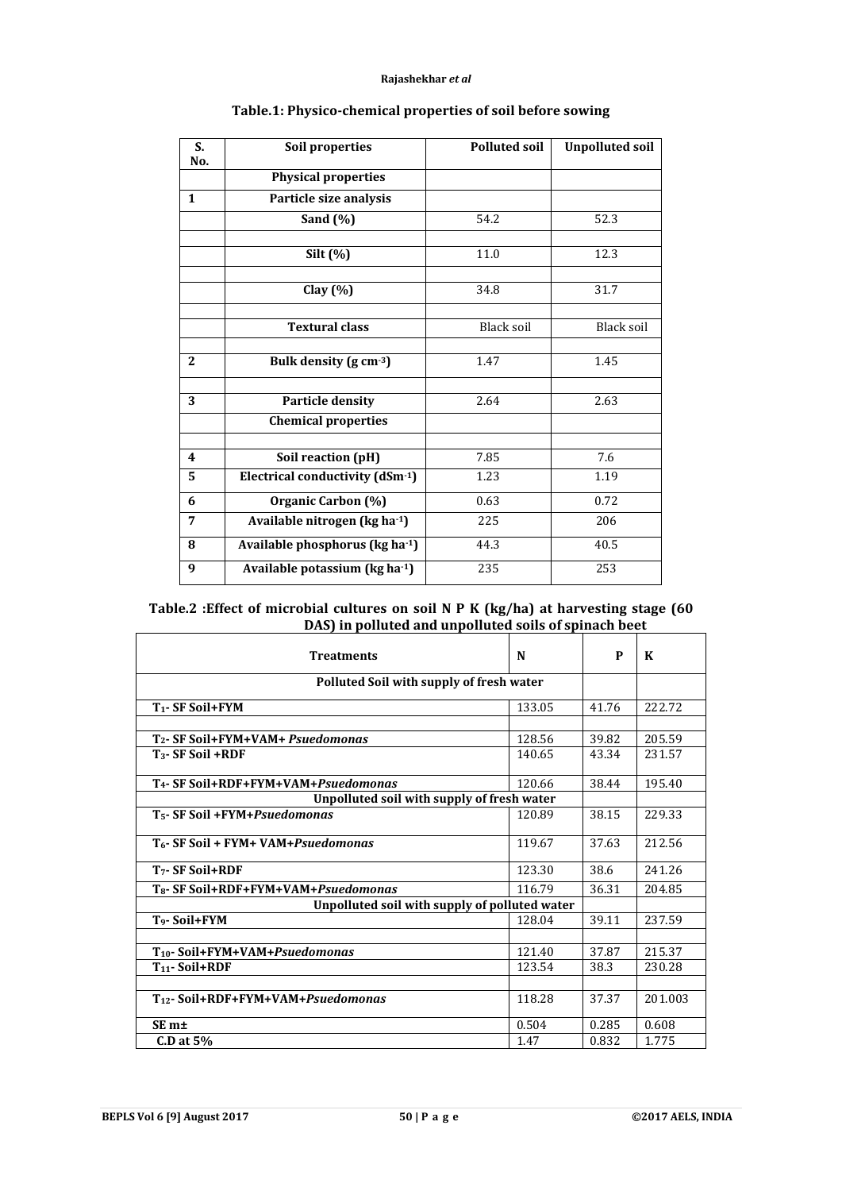**Table.1: Physico-chemical properties of soil before sowing**

| S. No. | Soil properties | Polluted soil | Unpolluted soil |
|---|---|---|---|
| | **Physical properties** | | |
| **1** | **Particle size analysis** | | |
| | **Sand (%)** | 54.2 | 52.3 |
| | **Silt (%)** | 11.0 | 12.3 |
| | **Clay (%)** | 34.8 | 31.7 |
| | **Textural class** | Black soil | Black soil |
| **2** | **Bulk density (g cm$^{-3}$)** | 1.47 | 1.45 |
| **3** | **Particle density** | 2.64 | 2.63 |
| | **Chemical properties** | | |
| **4** | **Soil reaction (pH)** | 7.85 | 7.6 |
| **5** | **Electrical conductivity (dSm$^{-1}$)** | 1.23 | 1.19 |
| **6** | **Organic Carbon (%)** | 0.63 | 0.72 |
| **7** | **Available nitrogen (kg ha$^{-1}$)** | 225 | 206 |
| **8** | **Available phosphorus (kg ha$^{-1}$)** | 44.3 | 40.5 |
| **9** | **Available potassium (kg ha$^{-1}$)** | 235 | 253 |

**Table.2 :Effect of microbial cultures on soil N P K (kg/ha) at harvesting stage (60 DAS) in polluted and unpolluted soils of spinach beet**

| Treatments | N | P | K |
|---|---|---|---|
| **Polluted Soil with supply of fresh water** | | | |
| **$T_1$- SF Soil+FYM** | 133.05 | 41.76 | 222.72 |
| **$T_2$- SF Soil+FYM+VAM+ *Psuedomonas*** | 128.56 | 39.82 | 205.59 |
| **$T_3$- SF Soil +RDF** | 140.65 | 43.34 | 231.57 |
| **$T_4$- SF Soil+RDF+FYM+VAM+*Psuedomonas*** | 120.66 | 38.44 | 195.40 |
| **Unpolluted soil with supply of fresh water** | | | |
| **$T_5$- SF Soil +FYM+*Psuedomonas*** | 120.89 | 38.15 | 229.33 |
| **$T_6$- SF Soil + FYM+ VAM+*Psuedomonas*** | 119.67 | 37.63 | 212.56 |
| **$T_7$- SF Soil+RDF** | 123.30 | 38.6 | 241.26 |
| **$T_8$- SF Soil+RDF+FYM+VAM+*Psuedomonas*** | 116.79 | 36.31 | 204.85 |
| **Unpolluted soil with supply of polluted water** | | | |
| **$T_9$- Soil+FYM** | 128.04 | 39.11 | 237.59 |
| **$T_{10}$- Soil+FYM+VAM+*Psuedomonas*** | 121.40 | 37.87 | 215.37 |
| **$T_{11}$- Soil+RDF** | 123.54 | 38.3 | 230.28 |
| **$T_{12}$- Soil+RDF+FYM+VAM+*Psuedomonas*** | 118.28 | 37.37 | 201.003 |
| **SE m±** | 0.504 | 0.285 | 0.608 |
| **C.D at 5%** | 1.47 | 0.832 | 1.775 |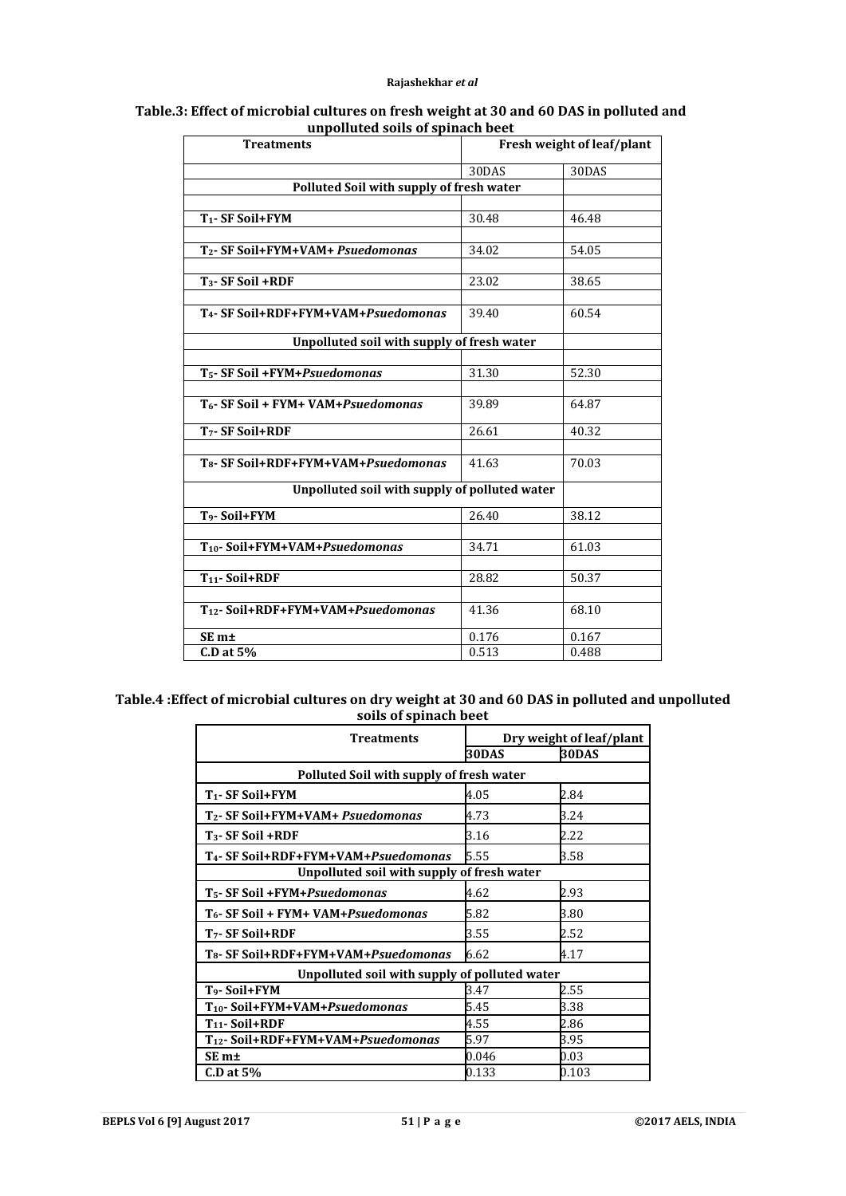**Table.3: Effect of microbial cultures on fresh weight at 30 and 60 DAS in polluted and unpolluted soils of spinach beet**

| Treatments | Fresh weight of leaf/plant | |
|---|---|---|
| | 30DAS | 30DAS |
| **Polluted Soil with supply of fresh water** | | |
| **$T_1$- SF Soil+FYM** | 30.48 | 46.48 |
| **$T_2$- SF Soil+FYM+VAM+ *Psuedomonas*** | 34.02 | 54.05 |
| **$T_3$- SF Soil +RDF** | 23.02 | 38.65 |
| **$T_4$- SF Soil+RDF+FYM+VAM+*Psuedomonas*** | 39.40 | 60.54 |
| **Unpolluted soil with supply of fresh water** | | |
| **$T_5$- SF Soil +FYM+*Psuedomonas*** | 31.30 | 52.30 |
| **$T_6$- SF Soil + FYM+ VAM+*Psuedomonas*** | 39.89 | 64.87 |
| **$T_7$- SF Soil+RDF** | 26.61 | 40.32 |
| **$T_8$- SF Soil+RDF+FYM+VAM+*Psuedomonas*** | 41.63 | 70.03 |
| **Unpolluted soil with supply of polluted water** | | |
| **$T_9$- Soil+FYM** | 26.40 | 38.12 |
| **$T_{10}$- Soil+FYM+VAM+*Psuedomonas*** | 34.71 | 61.03 |
| **$T_{11}$- Soil+RDF** | 28.82 | 50.37 |
| **$T_{12}$- Soil+RDF+FYM+VAM+*Psuedomonas*** | 41.36 | 68.10 |
| **SE m±** | 0.176 | 0.167 |
| **C.D at 5%** | 0.513 | 0.488 |

**Table.4 :Effect of microbial cultures on dry weight at 30 and 60 DAS in polluted and unpolluted soils of spinach beet**

| Treatments | Dry weight of leaf/plant | |
|---|---|---|
| | **30DAS** | **30DAS** |
| **Polluted Soil with supply of fresh water** | | |
| **$T_1$- SF Soil+FYM** | 4.05 | 2.84 |
| **$T_2$- SF Soil+FYM+VAM+ *Psuedomonas*** | 4.73 | 3.24 |
| **$T_3$- SF Soil +RDF** | 3.16 | 2.22 |
| **$T_4$- SF Soil+RDF+FYM+VAM+*Psuedomonas*** | 5.55 | 3.58 |
| **Unpolluted soil with supply of fresh water** | | |
| **$T_5$- SF Soil +FYM+*Psuedomonas*** | 4.62 | 2.93 |
| **$T_6$- SF Soil + FYM+ VAM+*Psuedomonas*** | 5.82 | 3.80 |
| **$T_7$- SF Soil+RDF** | 3.55 | 2.52 |
| **$T_8$- SF Soil+RDF+FYM+VAM+*Psuedomonas*** | 6.62 | 4.17 |
| **Unpolluted soil with supply of polluted water** | | |
| **$T_9$- Soil+FYM** | 3.47 | 2.55 |
| **$T_{10}$- Soil+FYM+VAM+*Psuedomonas*** | 5.45 | 3.38 |
| **$T_{11}$- Soil+RDF** | 4.55 | 2.86 |
| **$T_{12}$- Soil+RDF+FYM+VAM+*Psuedomonas*** | 5.97 | 3.95 |
| **SE m±** | 0.046 | 0.03 |
| **C.D at 5%** | 0.133 | 0.103 |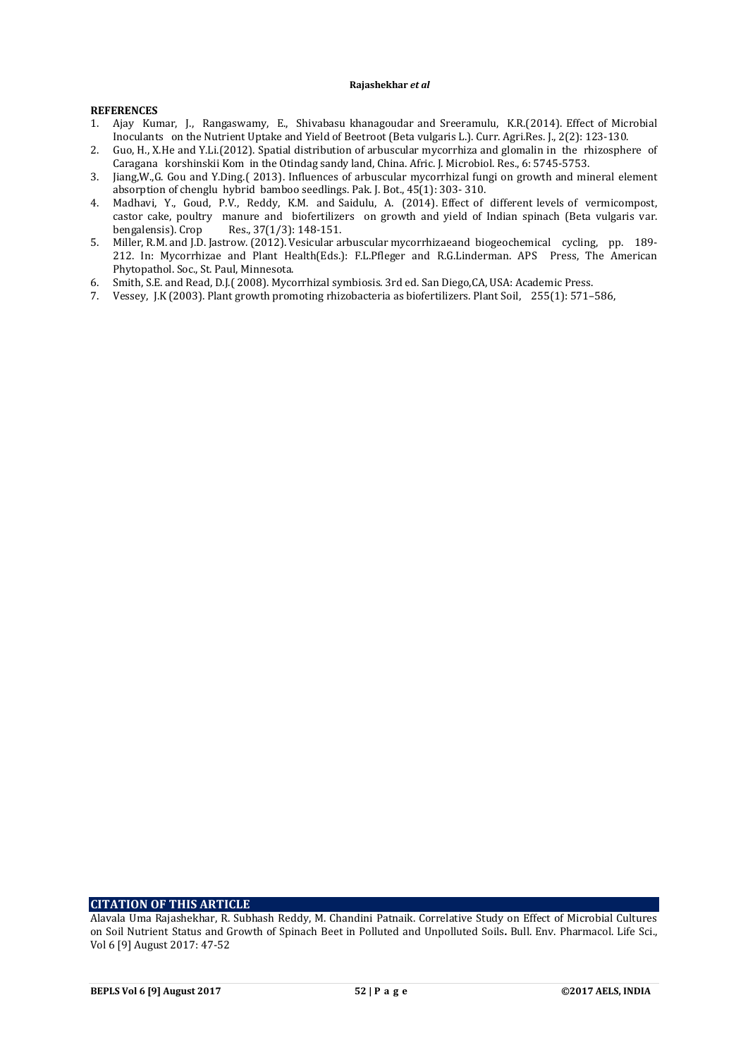**REFERENCES**

1. Ajay Kumar, J., Rangaswamy, E., Shivabasu khanagoudar and Sreeramulu, K.R.(2014). Effect of Microbial Inoculants on the Nutrient Uptake and Yield of Beetroot (Beta vulgaris L.). Curr. Agri.Res. J., 2(2): 123-130.
2. Guo, H., X.He and Y.Li.(2012). Spatial distribution of arbuscular mycorrhiza and glomalin in the rhizosphere of Caragana korshinskii Kom in the Otindag sandy land, China. Afric. J. Microbiol. Res., 6: 5745-5753.
3. Jiang,W.,G. Gou and Y.Ding.( 2013). Influences of arbuscular mycorrhizal fungi on growth and mineral element absorption of chenglu hybrid bamboo seedlings. Pak. J. Bot., 45(1): 303- 310.
4. Madhavi, Y., Goud, P.V., Reddy, K.M. and Saidulu, A. (2014). Effect of different levels of vermicompost, castor cake, poultry manure and biofertilizers on growth and yield of Indian spinach (Beta vulgaris var. bengalensis). Crop Res., 37(1/3): 148-151.
5. Miller, R.M. and J.D. Jastrow. (2012). Vesicular arbuscular mycorrhizaeand biogeochemical cycling, pp. 189-212. In: Mycorrhizae and Plant Health(Eds.): F.L.Pfleger and R.G.Linderman. APS Press, The American Phytopathol. Soc., St. Paul, Minnesota.
6. Smith, S.E. and Read, D.J.( 2008). Mycorrhizal symbiosis. 3rd ed. San Diego,CA, USA: Academic Press.
7. Vessey, J.K (2003). Plant growth promoting rhizobacteria as biofertilizers. Plant Soil, 255(1): 571–586,

**CITATION OF THIS ARTICLE**

Alavala Uma Rajashekhar, R. Subhash Reddy, M. Chandini Patnaik. Correlative Study on Effect of Microbial Cultures on Soil Nutrient Status and Growth of Spinach Beet in Polluted and Unpolluted Soils. Bull. Env. Pharmacol. Life Sci., Vol 6 [9] August 2017: 47-52